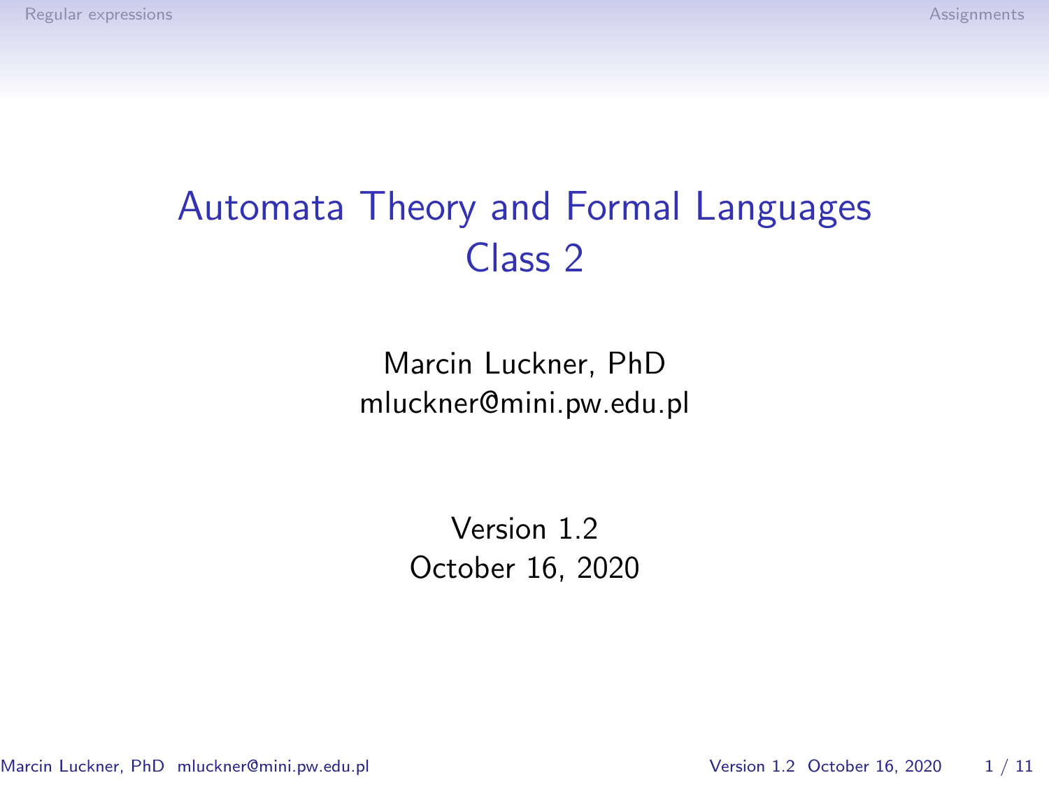# Automata Theory and Formal Languages
## Class 2

Marcin Luckner, PhD
mluckner@mini.pw.edu.pl

Version 1.2
October 16, 2020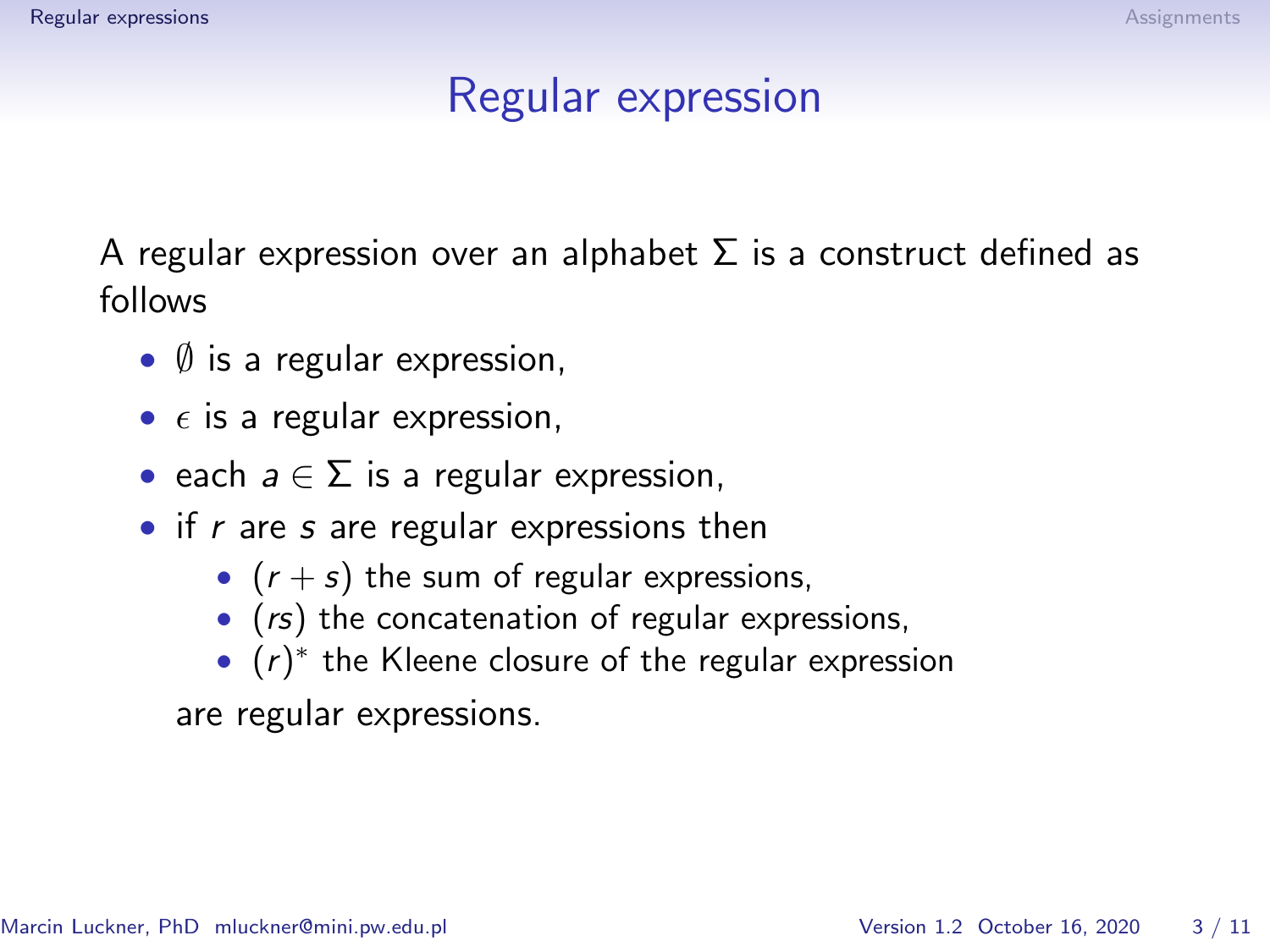# Regular expression

A regular expression over an alphabet $\Sigma$ is a construct defined as follows

- $\emptyset$ is a regular expression,
- $\epsilon$ is a regular expression,
- each $a \in \Sigma$ is a regular expression,
- if $r$ are $s$ are regular expressions then
  - $(r + s)$ the sum of regular expressions,
  - $(rs)$ the concatenation of regular expressions,
  - $(r)^*$ the Kleene closure of the regular expression

  are regular expressions.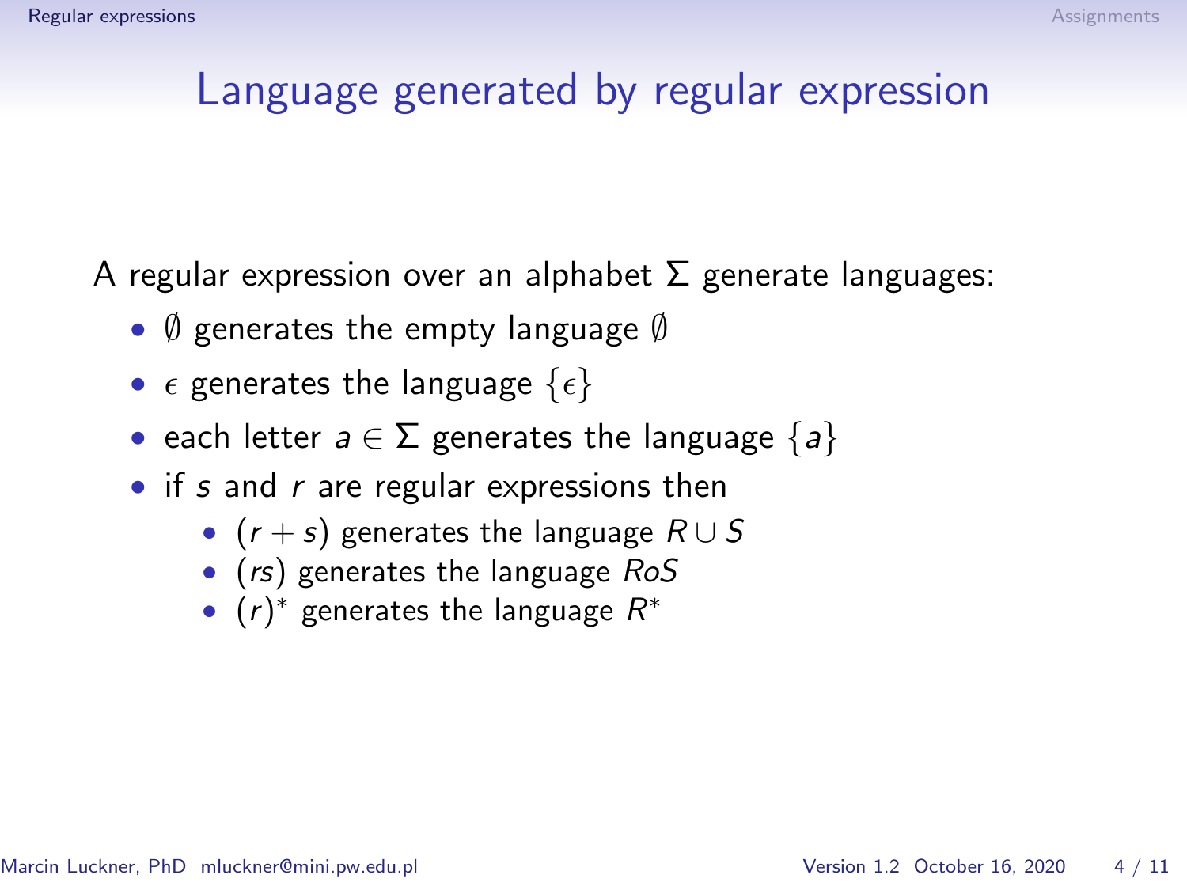# Language generated by regular expression

A regular expression over an alphabet $\Sigma$ generate languages:

- $\emptyset$ generates the empty language $\emptyset$
- $\epsilon$ generates the language $\{\epsilon\}$
- each letter $a \in \Sigma$ generates the language $\{a\}$
- if $s$ and $r$ are regular expressions then
  - $(r + s)$ generates the language $R \cup S$
  - $(rs)$ generates the language $RoS$
  - $(r)^*$ generates the language $R^*$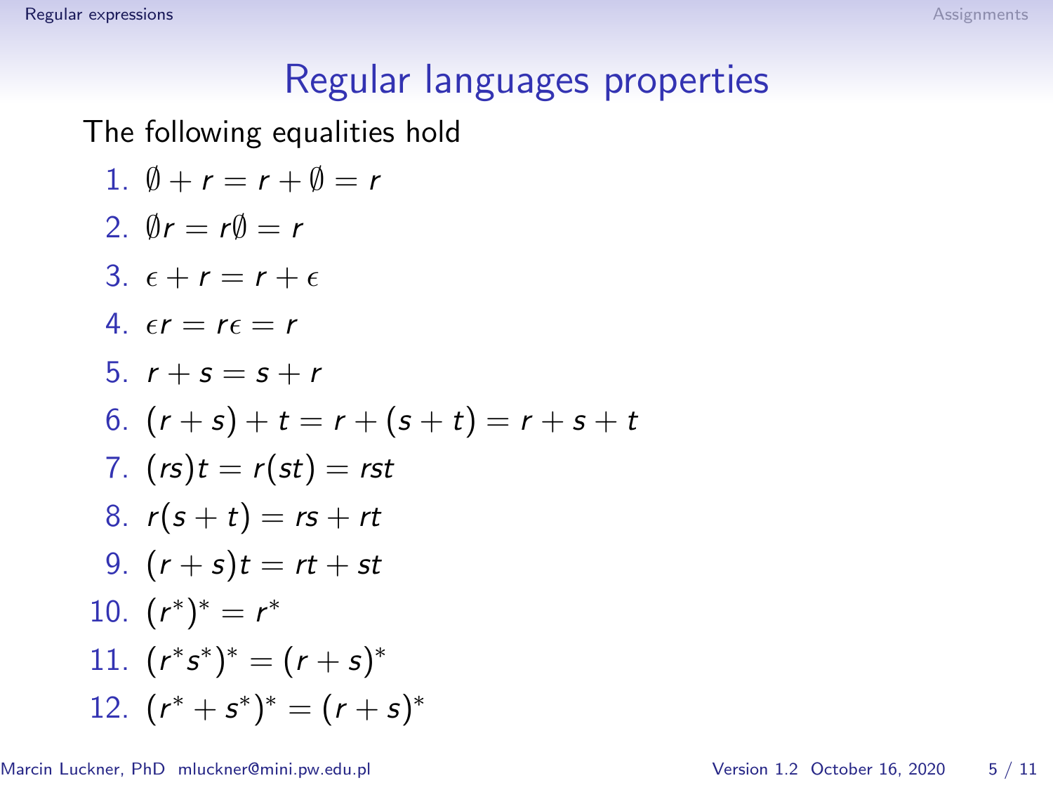# Regular languages properties

The following equalities hold

1. $\emptyset + r = r + \emptyset = r$
2. $\emptyset r = r\emptyset = r$
3. $\epsilon + r = r + \epsilon$
4. $\epsilon r = r\epsilon = r$
5. $r + s = s + r$
6. $(r + s) + t = r + (s + t) = r + s + t$
7. $(rs)t = r(st) = rst$
8. $r(s + t) = rs + rt$
9. $(r + s)t = rt + st$
10. $(r^*)^* = r^*$
11. $(r^* s^*)^* = (r + s)^*$
12. $(r^* + s^*)^* = (r + s)^*$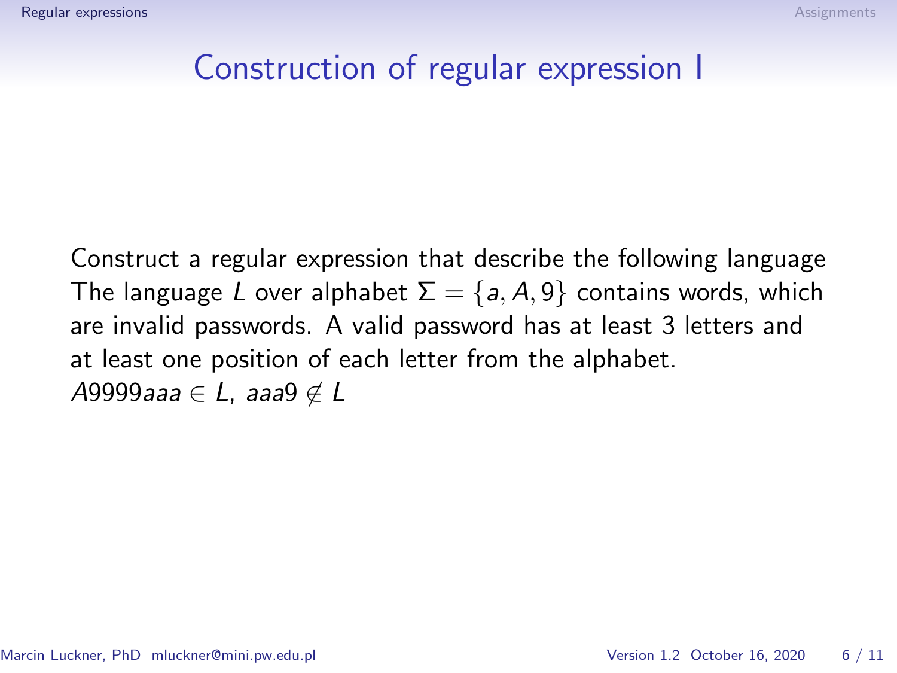# Construction of regular expression I

Construct a regular expression that describe the following language The language $L$ over alphabet $\Sigma = \{a, A, 9\}$ contains words, which are invalid passwords. A valid password has at least 3 letters and at least one position of each letter from the alphabet.
$A9999aaa \in L$, $aaa9 \notin L$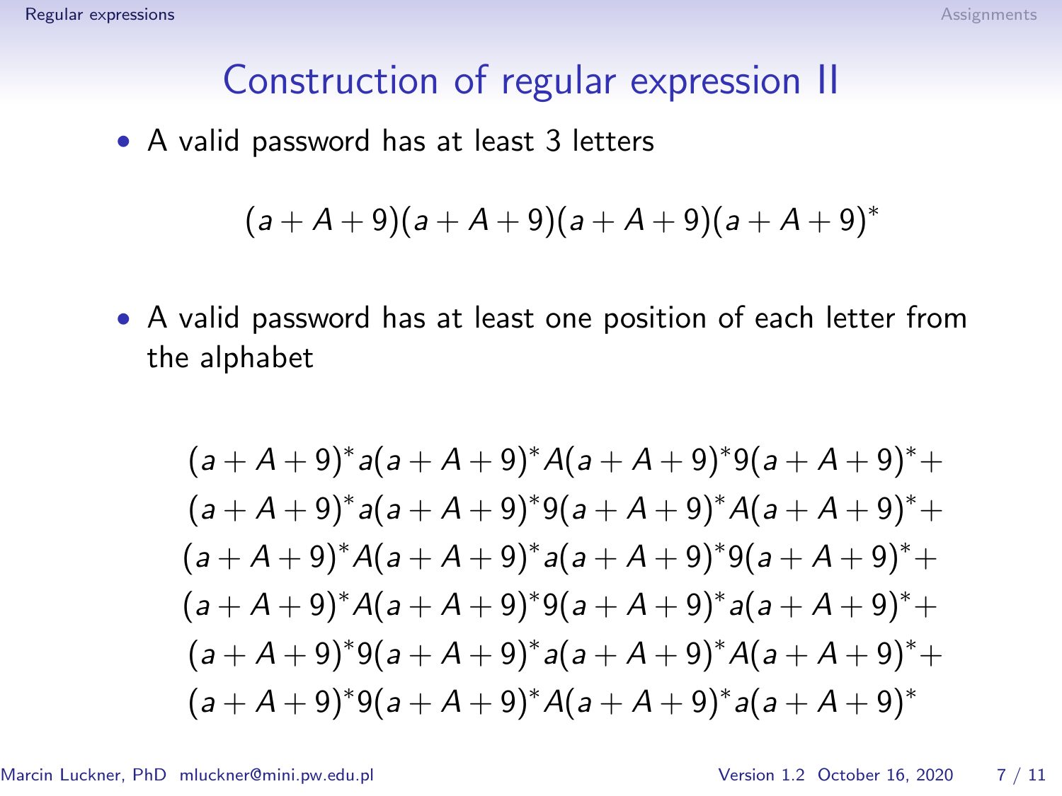# Construction of regular expression II

- A valid password has at least 3 letters

$$(a + A + 9)(a + A + 9)(a + A + 9)(a + A + 9)^*$$

- A valid password has at least one position of each letter from the alphabet

$$
\begin{gathered}
(a + A + 9)^* a (a + A + 9)^* A (a + A + 9)^* 9 (a + A + 9)^* + \\
(a + A + 9)^* a (a + A + 9)^* 9 (a + A + 9)^* A (a + A + 9)^* + \\
(a + A + 9)^* A (a + A + 9)^* a (a + A + 9)^* 9 (a + A + 9)^* + \\
(a + A + 9)^* A (a + A + 9)^* 9 (a + A + 9)^* a (a + A + 9)^* + \\
(a + A + 9)^* 9 (a + A + 9)^* a (a + A + 9)^* A (a + A + 9)^* + \\
(a + A + 9)^* 9 (a + A + 9)^* A (a + A + 9)^* a (a + A + 9)^*
\end{gathered}
$$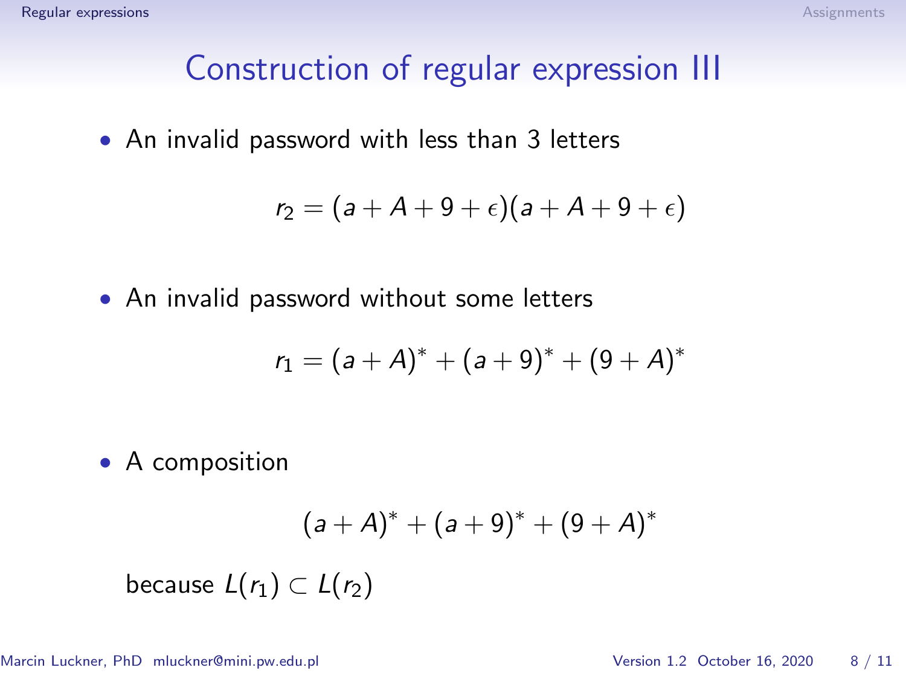# Construction of regular expression III

- An invalid password with less than 3 letters

$$r_2 = (a + A + 9 + \epsilon)(a + A + 9 + \epsilon)$$

- An invalid password without some letters

$$r_1 = (a + A)^* + (a + 9)^* + (9 + A)^*$$

- A composition

$$(a + A)^* + (a + 9)^* + (9 + A)^*$$

because $L(r_1) \subset L(r_2)$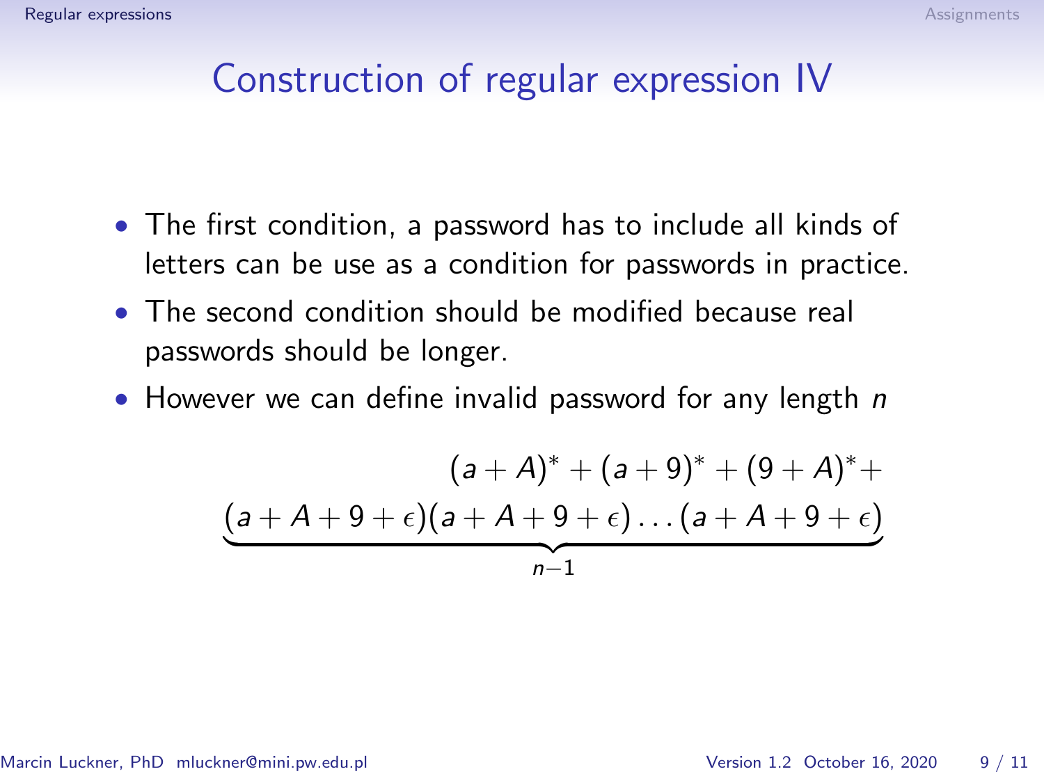# Construction of regular expression IV

- The first condition, a password has to include all kinds of letters can be use as a condition for passwords in practice.
- The second condition should be modified because real passwords should be longer.
- However we can define invalid password for any length $n$

$$
\begin{aligned}
&(a + A)^* + (a + 9)^* + (9 + A)^* + \\
&\underbrace{(a + A + 9 + \epsilon)(a + A + 9 + \epsilon)\dots(a + A + 9 + \epsilon)}_{n-1}
\end{aligned}
$$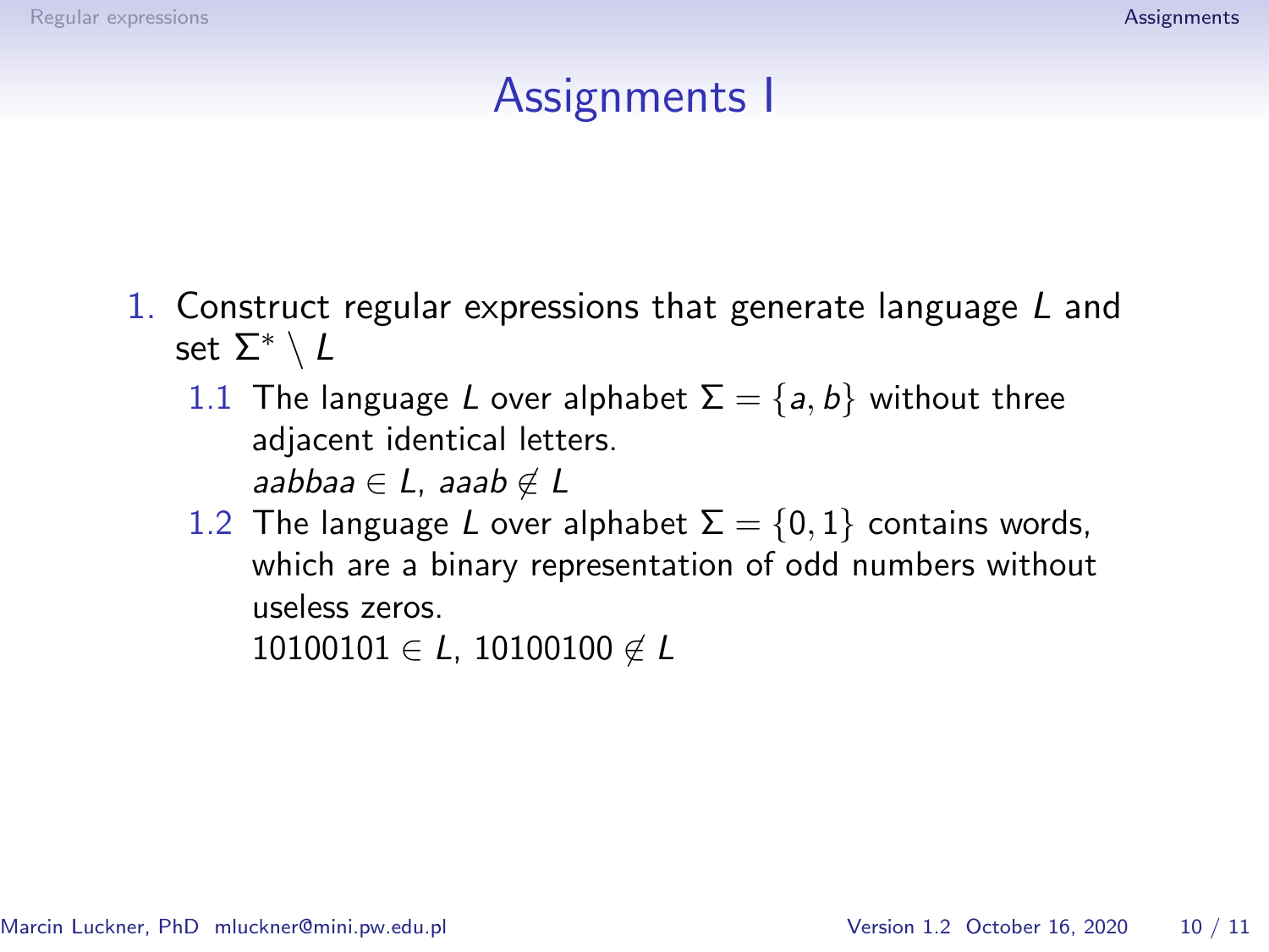# Assignments I

1. Construct regular expressions that generate language $L$ and set $\Sigma^* \setminus L$

   1.1 The language $L$ over alphabet $\Sigma = \{a, b\}$ without three adjacent identical letters.
   $aabbaa \in L$, $aaab \notin L$

   1.2 The language $L$ over alphabet $\Sigma = \{0, 1\}$ contains words, which are a binary representation of odd numbers without useless zeros.
   $10100101 \in L$, $10100100 \notin L$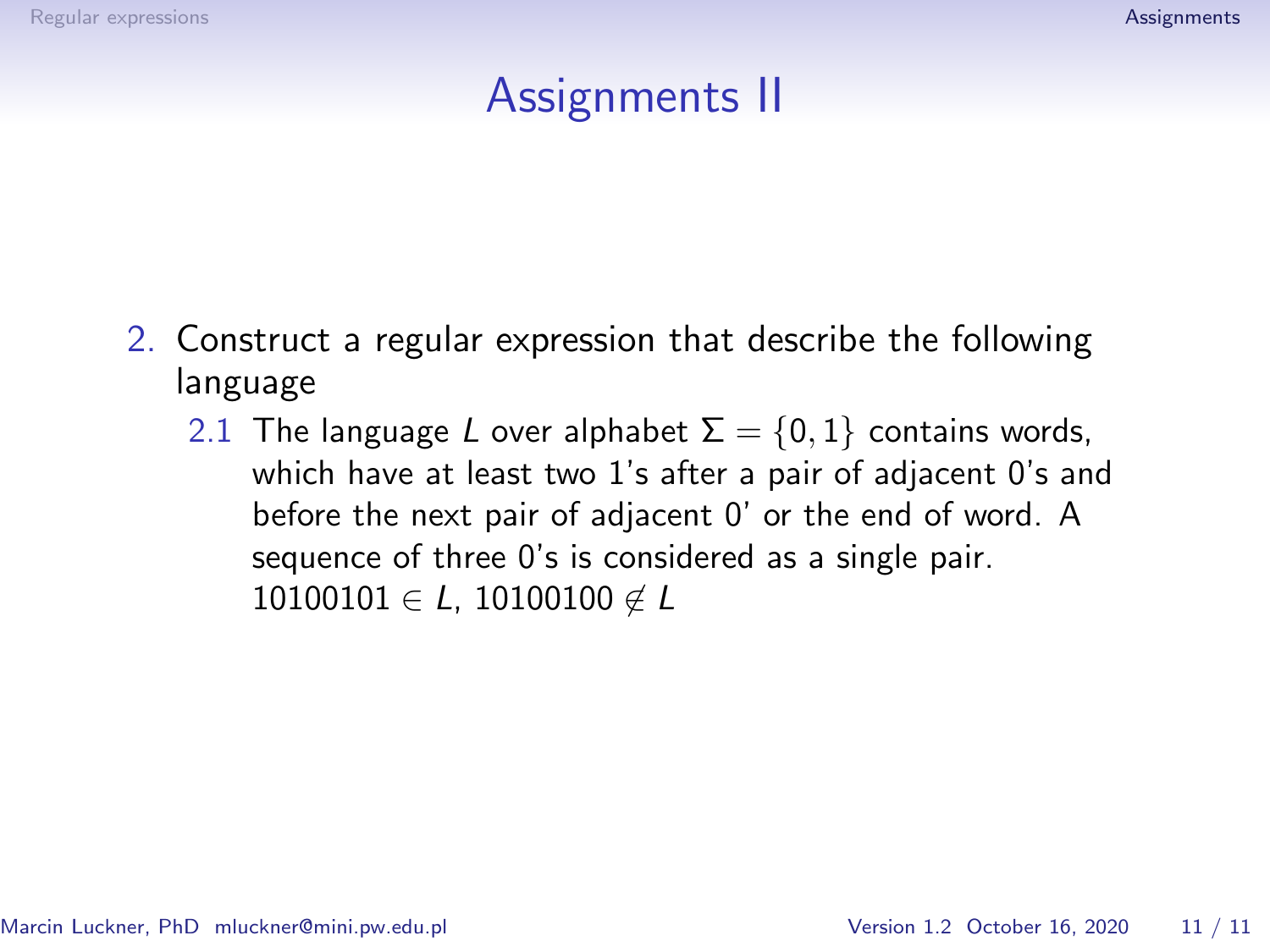# Assignments II

2. Construct a regular expression that describe the following language
   2.1 The language $L$ over alphabet $\Sigma = \{0, 1\}$ contains words, which have at least two 1's after a pair of adjacent 0's and before the next pair of adjacent 0' or the end of word. A sequence of three 0's is considered as a single pair.
   $10100101 \in L$, $10100100 \notin L$